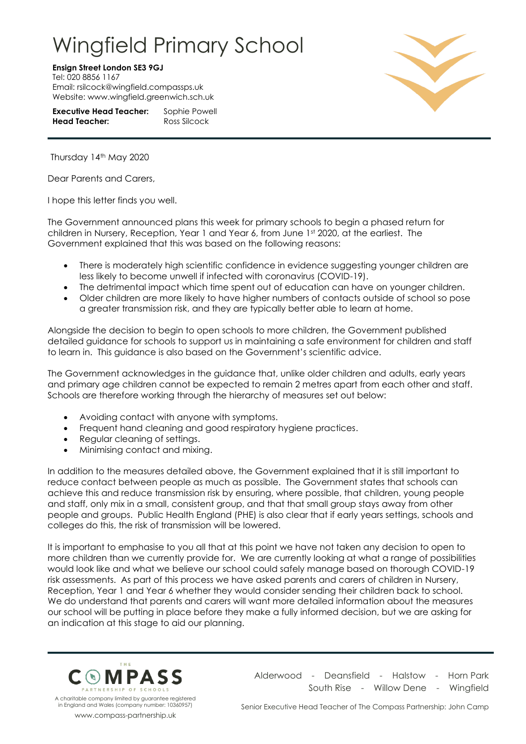# Wingfield Primary School

**Ensign Street London SE3 9GJ**
Tel: 020 8856 1167
Email: rsilcock@wingfield.compassps.uk
Website: www.wingfield.greenwich.sch.uk

**Executive Head Teacher:** Sophie Powell
**Head Teacher:** Ross Silcock

Thursday 14th May 2020

Dear Parents and Carers,

I hope this letter finds you well.

The Government announced plans this week for primary schools to begin a phased return for children in Nursery, Reception, Year 1 and Year 6, from June 1st 2020, at the earliest. The Government explained that this was based on the following reasons:

- There is moderately high scientific confidence in evidence suggesting younger children are less likely to become unwell if infected with coronavirus (COVID-19).
- The detrimental impact which time spent out of education can have on younger children.
- Older children are more likely to have higher numbers of contacts outside of school so pose a greater transmission risk, and they are typically better able to learn at home.

Alongside the decision to begin to open schools to more children, the Government published detailed guidance for schools to support us in maintaining a safe environment for children and staff to learn in. This guidance is also based on the Government's scientific advice.

The Government acknowledges in the guidance that, unlike older children and adults, early years and primary age children cannot be expected to remain 2 metres apart from each other and staff. Schools are therefore working through the hierarchy of measures set out below:

- Avoiding contact with anyone with symptoms.
- Frequent hand cleaning and good respiratory hygiene practices.
- Regular cleaning of settings.
- Minimising contact and mixing.

In addition to the measures detailed above, the Government explained that it is still important to reduce contact between people as much as possible. The Government states that schools can achieve this and reduce transmission risk by ensuring, where possible, that children, young people and staff, only mix in a small, consistent group, and that that small group stays away from other people and groups. Public Health England (PHE) is also clear that if early years settings, schools and colleges do this, the risk of transmission will be lowered.

It is important to emphasise to you all that at this point we have not taken any decision to open to more children than we currently provide for. We are currently looking at what a range of possibilities would look like and what we believe our school could safely manage based on thorough COVID-19 risk assessments. As part of this process we have asked parents and carers of children in Nursery, Reception, Year 1 and Year 6 whether they would consider sending their children back to school. We do understand that parents and carers will want more detailed information about the measures our school will be putting in place before they make a fully informed decision, but we are asking for an indication at this stage to aid our planning.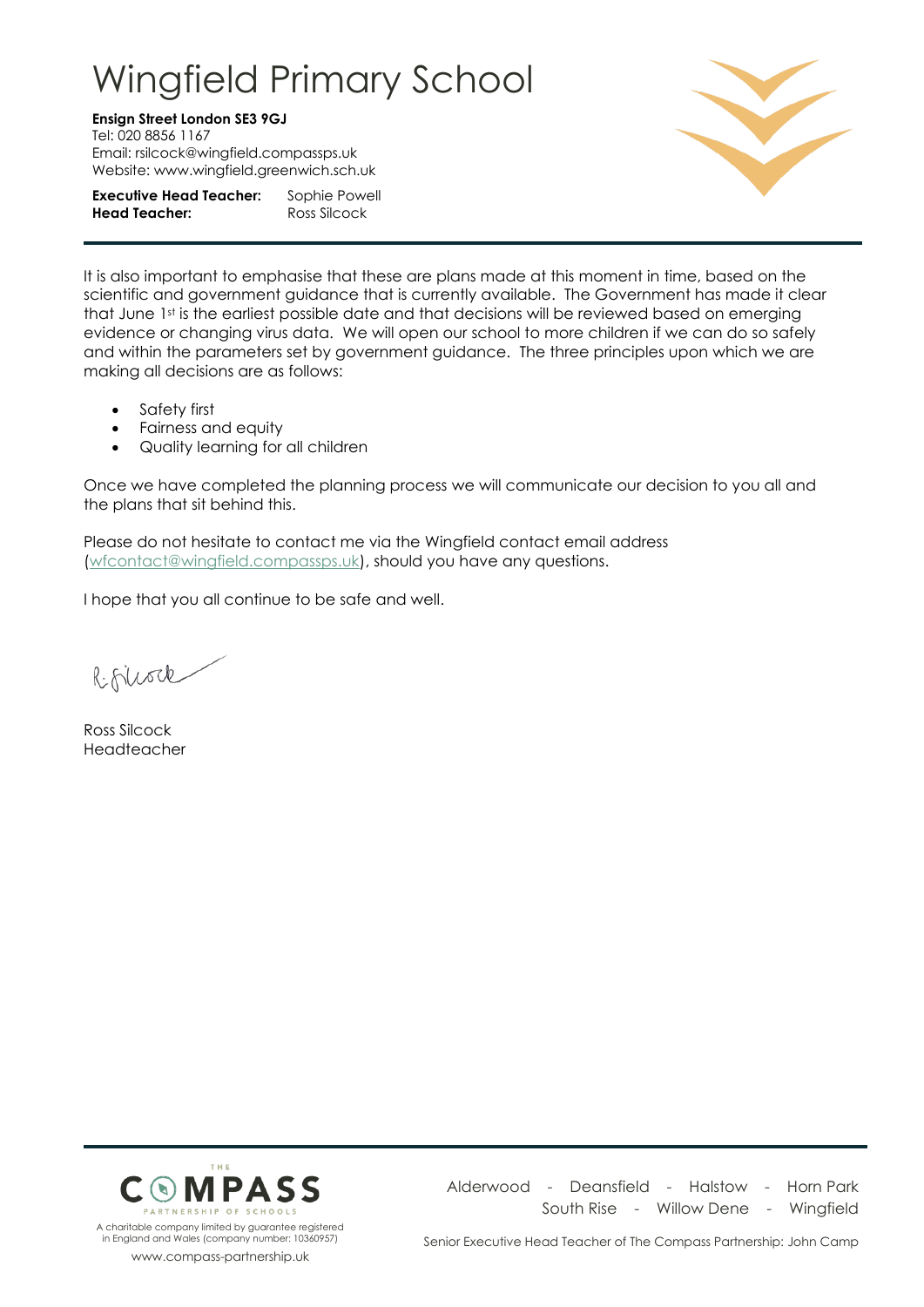# Wingfield Primary School

**Ensign Street London SE3 9GJ**
Tel: 020 8856 1167
Email: rsilcock@wingfield.compassps.uk
Website: www.wingfield.greenwich.sch.uk

**Executive Head Teacher:** Sophie Powell
**Head Teacher:** Ross Silcock

It is also important to emphasise that these are plans made at this moment in time, based on the scientific and government guidance that is currently available. The Government has made it clear that June 1st is the earliest possible date and that decisions will be reviewed based on emerging evidence or changing virus data. We will open our school to more children if we can do so safely and within the parameters set by government guidance. The three principles upon which we are making all decisions are as follows:

- Safety first
- Fairness and equity
- Quality learning for all children

Once we have completed the planning process we will communicate our decision to you all and the plans that sit behind this.

Please do not hesitate to contact me via the Wingfield contact email address (wfcontact@wingfield.compassps.uk), should you have any questions.

I hope that you all continue to be safe and well.

R. Silcock

Ross Silcock
Headteacher

THE COMPASS PARTNERSHIP OF SCHOOLS
A charitable company limited by guarantee registered in England and Wales (company number: 10360957)
www.compass-partnership.uk

Alderwood - Deansfield - Halstow - Horn Park
South Rise - Willow Dene - Wingfield

Senior Executive Head Teacher of The Compass Partnership: John Camp